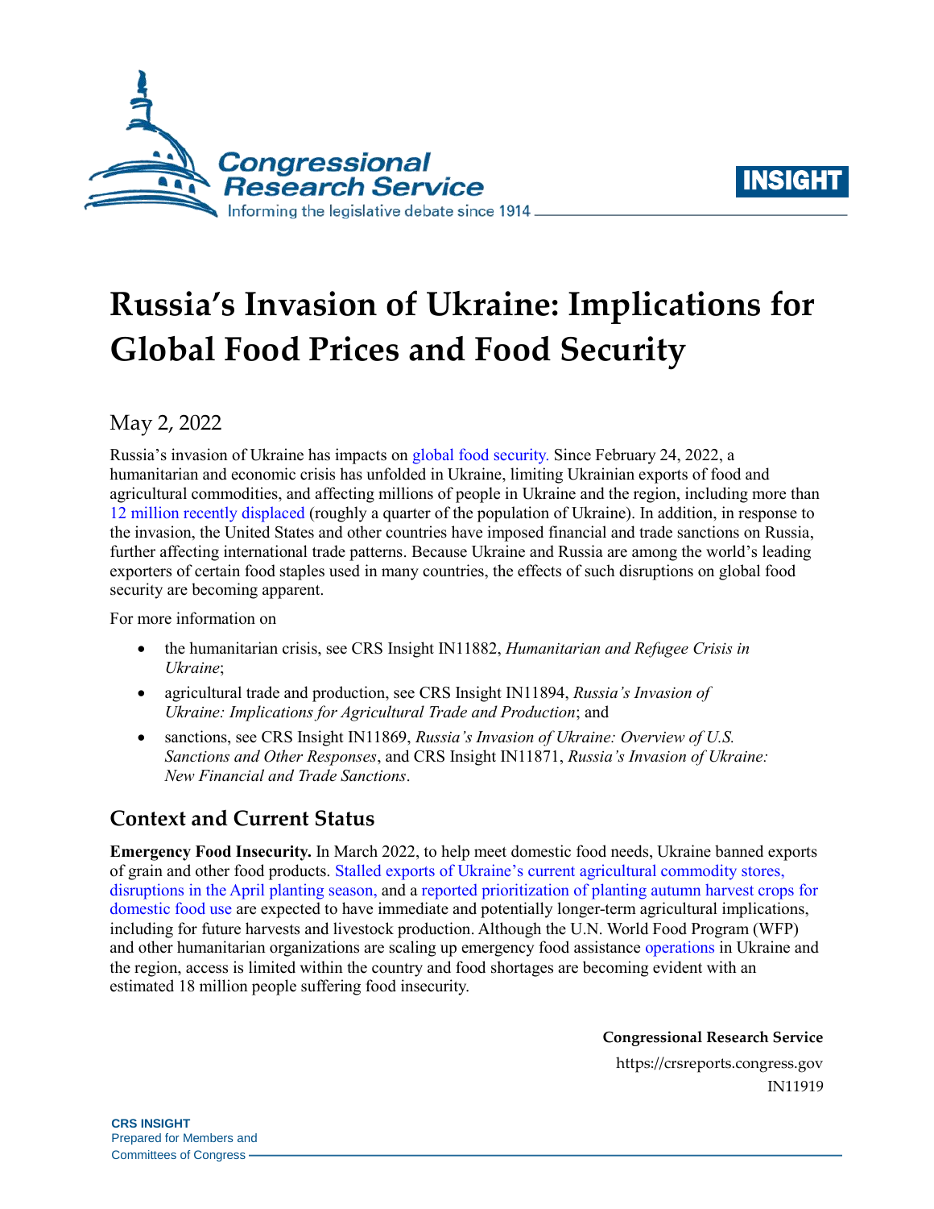# Russia's Invasion of Ukraine: Implications for Global Food Prices and Food Security

May 2, 2022

Russia's invasion of Ukraine has impacts on global food security. Since February 24, 2022, a humanitarian and economic crisis has unfolded in Ukraine, limiting Ukrainian exports of food and agricultural commodities, and affecting millions of people in Ukraine and the region, including more than 12 million recently displaced (roughly a quarter of the population of Ukraine). In addition, in response to the invasion, the United States and other countries have imposed financial and trade sanctions on Russia, further affecting international trade patterns. Because Ukraine and Russia are among the world's leading exporters of certain food staples used in many countries, the effects of such disruptions on global food security are becoming apparent.

For more information on

- the humanitarian crisis, see CRS Insight IN11882, *Humanitarian and Refugee Crisis in Ukraine*;
- agricultural trade and production, see CRS Insight IN11894, *Russia's Invasion of Ukraine: Implications for Agricultural Trade and Production*; and
- sanctions, see CRS Insight IN11869, *Russia's Invasion of Ukraine: Overview of U.S. Sanctions and Other Responses*, and CRS Insight IN11871, *Russia's Invasion of Ukraine: New Financial and Trade Sanctions*.

## Context and Current Status

**Emergency Food Insecurity.** In March 2022, to help meet domestic food needs, Ukraine banned exports of grain and other food products. Stalled exports of Ukraine's current agricultural commodity stores, disruptions in the April planting season, and a reported prioritization of planting autumn harvest crops for domestic food use are expected to have immediate and potentially longer-term agricultural implications, including for future harvests and livestock production. Although the U.N. World Food Program (WFP) and other humanitarian organizations are scaling up emergency food assistance operations in Ukraine and the region, access is limited within the country and food shortages are becoming evident with an estimated 18 million people suffering food insecurity.

**Congressional Research Service**

https://crsreports.congress.gov

IN11919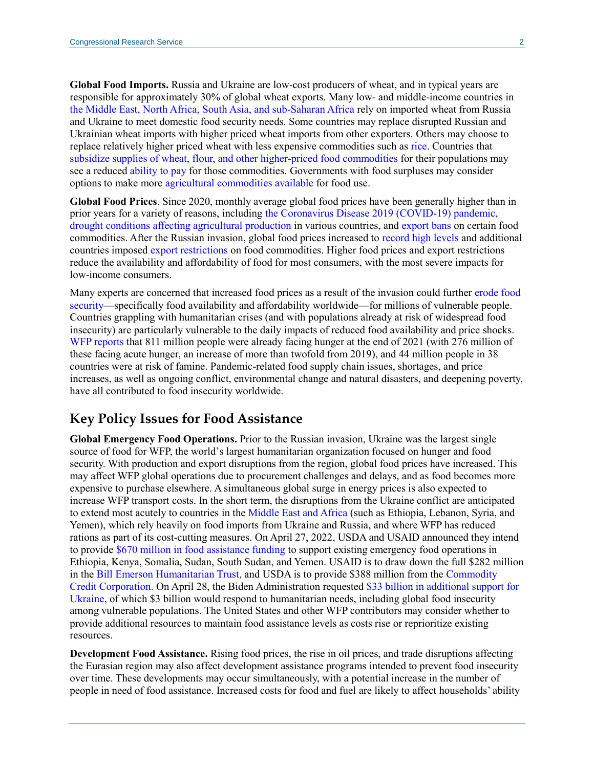**Global Food Imports.** Russia and Ukraine are low-cost producers of wheat, and in typical years are responsible for approximately 30% of global wheat exports. Many low- and middle-income countries in the Middle East, North Africa, South Asia, and sub-Saharan Africa rely on imported wheat from Russia and Ukraine to meet domestic food security needs. Some countries may replace disrupted Russian and Ukrainian wheat imports with higher priced wheat imports from other exporters. Others may choose to replace relatively higher priced wheat with less expensive commodities such as rice. Countries that subsidize supplies of wheat, flour, and other higher-priced food commodities for their populations may see a reduced ability to pay for those commodities. Governments with food surpluses may consider options to make more agricultural commodities available for food use.

**Global Food Prices**. Since 2020, monthly average global food prices have been generally higher than in prior years for a variety of reasons, including the Coronavirus Disease 2019 (COVID-19) pandemic, drought conditions affecting agricultural production in various countries, and export bans on certain food commodities. After the Russian invasion, global food prices increased to record high levels and additional countries imposed export restrictions on food commodities. Higher food prices and export restrictions reduce the availability and affordability of food for most consumers, with the most severe impacts for low-income consumers.

Many experts are concerned that increased food prices as a result of the invasion could further erode food security—specifically food availability and affordability worldwide—for millions of vulnerable people. Countries grappling with humanitarian crises (and with populations already at risk of widespread food insecurity) are particularly vulnerable to the daily impacts of reduced food availability and price shocks. WFP reports that 811 million people were already facing hunger at the end of 2021 (with 276 million of these facing acute hunger, an increase of more than twofold from 2019), and 44 million people in 38 countries were at risk of famine. Pandemic-related food supply chain issues, shortages, and price increases, as well as ongoing conflict, environmental change and natural disasters, and deepening poverty, have all contributed to food insecurity worldwide.

## Key Policy Issues for Food Assistance

**Global Emergency Food Operations.** Prior to the Russian invasion, Ukraine was the largest single source of food for WFP, the world's largest humanitarian organization focused on hunger and food security. With production and export disruptions from the region, global food prices have increased. This may affect WFP global operations due to procurement challenges and delays, and as food becomes more expensive to purchase elsewhere. A simultaneous global surge in energy prices is also expected to increase WFP transport costs. In the short term, the disruptions from the Ukraine conflict are anticipated to extend most acutely to countries in the Middle East and Africa (such as Ethiopia, Lebanon, Syria, and Yemen), which rely heavily on food imports from Ukraine and Russia, and where WFP has reduced rations as part of its cost-cutting measures. On April 27, 2022, USDA and USAID announced they intend to provide $670 million in food assistance funding to support existing emergency food operations in Ethiopia, Kenya, Somalia, Sudan, South Sudan, and Yemen. USAID is to draw down the full $282 million in the Bill Emerson Humanitarian Trust, and USDA is to provide $388 million from the Commodity Credit Corporation. On April 28, the Biden Administration requested $33 billion in additional support for Ukraine, of which $3 billion would respond to humanitarian needs, including global food insecurity among vulnerable populations. The United States and other WFP contributors may consider whether to provide additional resources to maintain food assistance levels as costs rise or reprioritize existing resources.

**Development Food Assistance.** Rising food prices, the rise in oil prices, and trade disruptions affecting the Eurasian region may also affect development assistance programs intended to prevent food insecurity over time. These developments may occur simultaneously, with a potential increase in the number of people in need of food assistance. Increased costs for food and fuel are likely to affect households' ability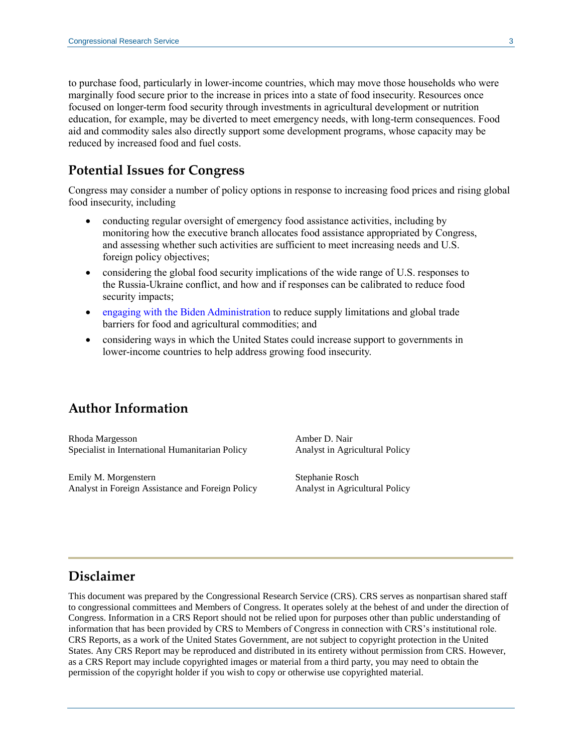to purchase food, particularly in lower-income countries, which may move those households who were marginally food secure prior to the increase in prices into a state of food insecurity. Resources once focused on longer-term food security through investments in agricultural development or nutrition education, for example, may be diverted to meet emergency needs, with long-term consequences. Food aid and commodity sales also directly support some development programs, whose capacity may be reduced by increased food and fuel costs.

## Potential Issues for Congress

Congress may consider a number of policy options in response to increasing food prices and rising global food insecurity, including

- conducting regular oversight of emergency food assistance activities, including by monitoring how the executive branch allocates food assistance appropriated by Congress, and assessing whether such activities are sufficient to meet increasing needs and U.S. foreign policy objectives;
- considering the global food security implications of the wide range of U.S. responses to the Russia-Ukraine conflict, and how and if responses can be calibrated to reduce food security impacts;
- engaging with the Biden Administration to reduce supply limitations and global trade barriers for food and agricultural commodities; and
- considering ways in which the United States could increase support to governments in lower-income countries to help address growing food insecurity.

## Author Information

Rhoda Margesson
Specialist in International Humanitarian Policy

Amber D. Nair
Analyst in Agricultural Policy

Emily M. Morgenstern
Analyst in Foreign Assistance and Foreign Policy

Stephanie Rosch
Analyst in Agricultural Policy

## Disclaimer

This document was prepared by the Congressional Research Service (CRS). CRS serves as nonpartisan shared staff to congressional committees and Members of Congress. It operates solely at the behest of and under the direction of Congress. Information in a CRS Report should not be relied upon for purposes other than public understanding of information that has been provided by CRS to Members of Congress in connection with CRS's institutional role. CRS Reports, as a work of the United States Government, are not subject to copyright protection in the United States. Any CRS Report may be reproduced and distributed in its entirety without permission from CRS. However, as a CRS Report may include copyrighted images or material from a third party, you may need to obtain the permission of the copyright holder if you wish to copy or otherwise use copyrighted material.